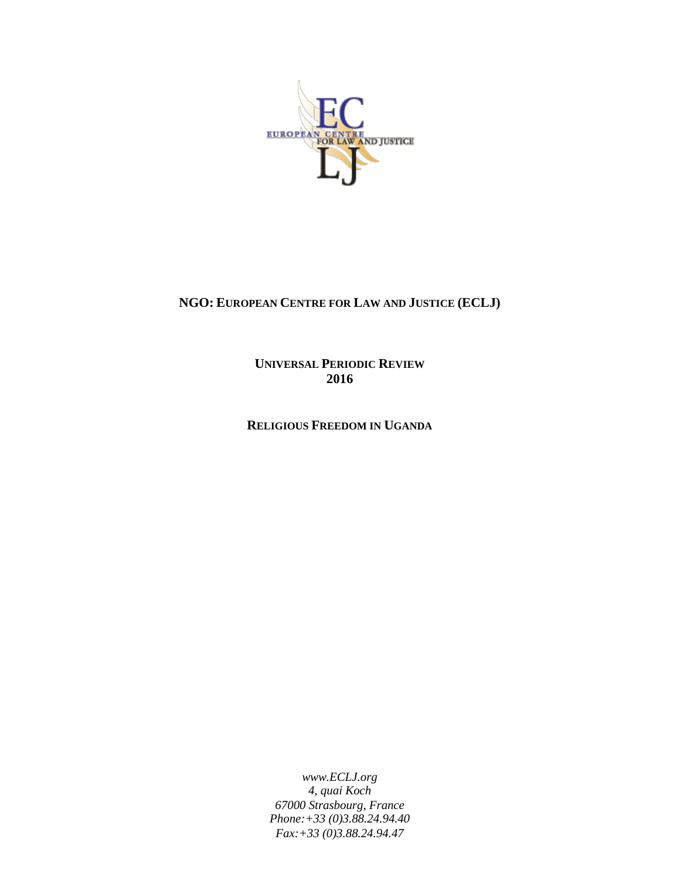**NGO: EUROPEAN CENTRE FOR LAW AND JUSTICE (ECLJ)**

**UNIVERSAL PERIODIC REVIEW**
**2016**

**RELIGIOUS FREEDOM IN UGANDA**

*www.ECLJ.org*
*4, quai Koch*
*67000 Strasbourg, France*
*Phone:+33 (0)3.88.24.94.40*
*Fax:+33 (0)3.88.24.94.47*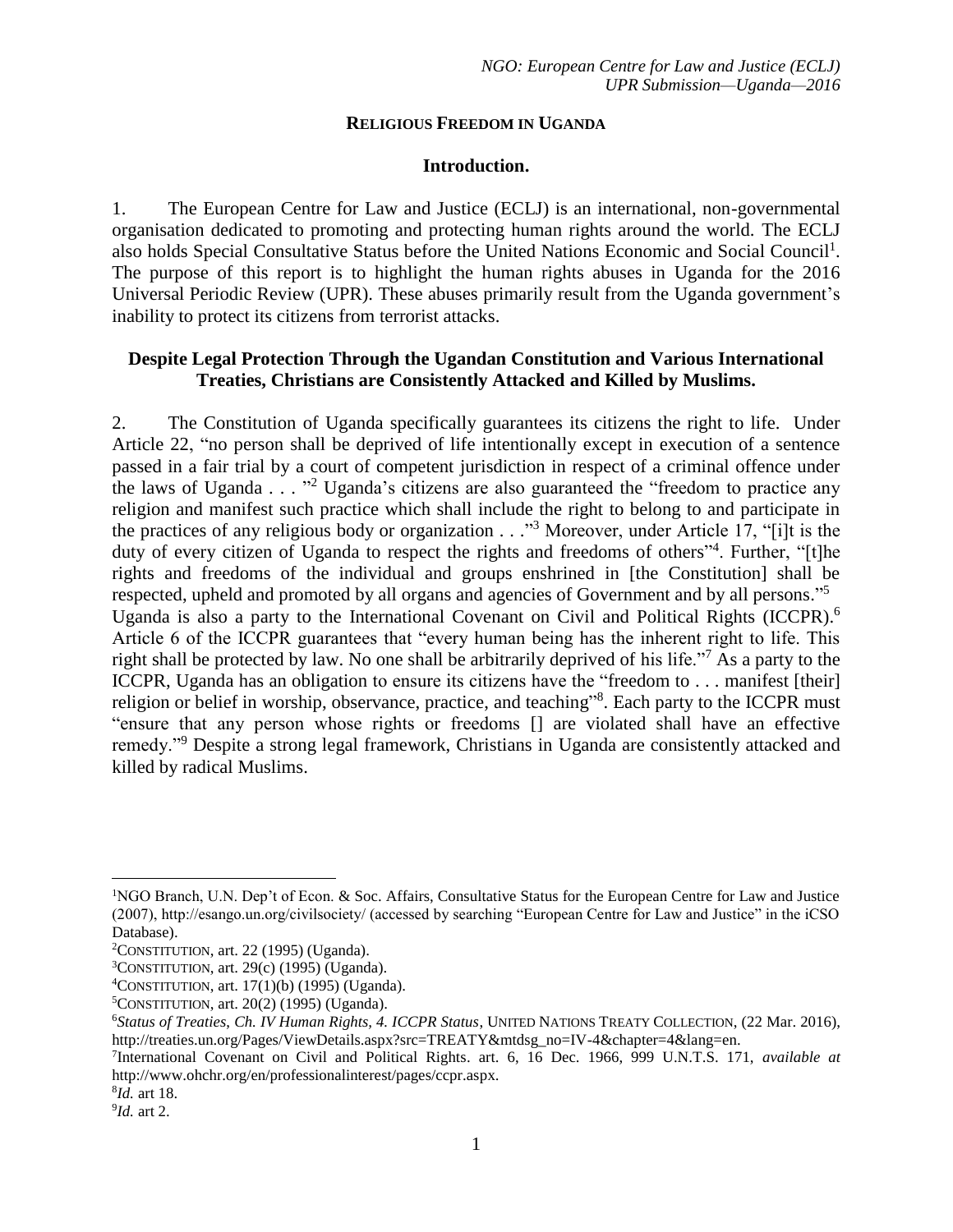# RELIGIOUS FREEDOM IN UGANDA

## Introduction.

1. The European Centre for Law and Justice (ECLJ) is an international, non-governmental organisation dedicated to promoting and protecting human rights around the world. The ECLJ also holds Special Consultative Status before the United Nations Economic and Social Council[1]. The purpose of this report is to highlight the human rights abuses in Uganda for the 2016 Universal Periodic Review (UPR). These abuses primarily result from the Uganda government's inability to protect its citizens from terrorist attacks.

## Despite Legal Protection Through the Ugandan Constitution and Various International Treaties, Christians are Consistently Attacked and Killed by Muslims.

2. The Constitution of Uganda specifically guarantees its citizens the right to life. Under Article 22, "no person shall be deprived of life intentionally except in execution of a sentence passed in a fair trial by a court of competent jurisdiction in respect of a criminal offence under the laws of Uganda . . . "[2] Uganda's citizens are also guaranteed the "freedom to practice any religion and manifest such practice which shall include the right to belong to and participate in the practices of any religious body or organization . . ."[3] Moreover, under Article 17, "[i]t is the duty of every citizen of Uganda to respect the rights and freedoms of others"[4]. Further, "[t]he rights and freedoms of the individual and groups enshrined in [the Constitution] shall be respected, upheld and promoted by all organs and agencies of Government and by all persons."[5]
Uganda is also a party to the International Covenant on Civil and Political Rights (ICCPR).[6] Article 6 of the ICCPR guarantees that "every human being has the inherent right to life. This right shall be protected by law. No one shall be arbitrarily deprived of his life."[7] As a party to the ICCPR, Uganda has an obligation to ensure its citizens have the "freedom to . . . manifest [their] religion or belief in worship, observance, practice, and teaching"[8]. Each party to the ICCPR must "ensure that any person whose rights or freedoms [] are violated shall have an effective remedy."[9] Despite a strong legal framework, Christians in Uganda are consistently attacked and killed by radical Muslims.

---

[1] NGO Branch, U.N. Dep't of Econ. & Soc. Affairs, Consultative Status for the European Centre for Law and Justice (2007), http://esango.un.org/civilsociety/ (accessed by searching "European Centre for Law and Justice" in the iCSO Database).

[2] CONSTITUTION, art. 22 (1995) (Uganda).

[3] CONSTITUTION, art. 29(c) (1995) (Uganda).

[4] CONSTITUTION, art. 17(1)(b) (1995) (Uganda).

[5] CONSTITUTION, art. 20(2) (1995) (Uganda).

[6] *Status of Treaties*, *Ch. IV Human Rights, 4. ICCPR Status*, UNITED NATIONS TREATY COLLECTION, (22 Mar. 2016), http://treaties.un.org/Pages/ViewDetails.aspx?src=TREATY&mtdsg_no=IV-4&chapter=4&lang=en.

[7] International Covenant on Civil and Political Rights. art. 6, 16 Dec. 1966, 999 U.N.T.S. 171, *available at* http://www.ohchr.org/en/professionalinterest/pages/ccpr.aspx.

[8] *Id.* art 18.

[9] *Id.* art 2.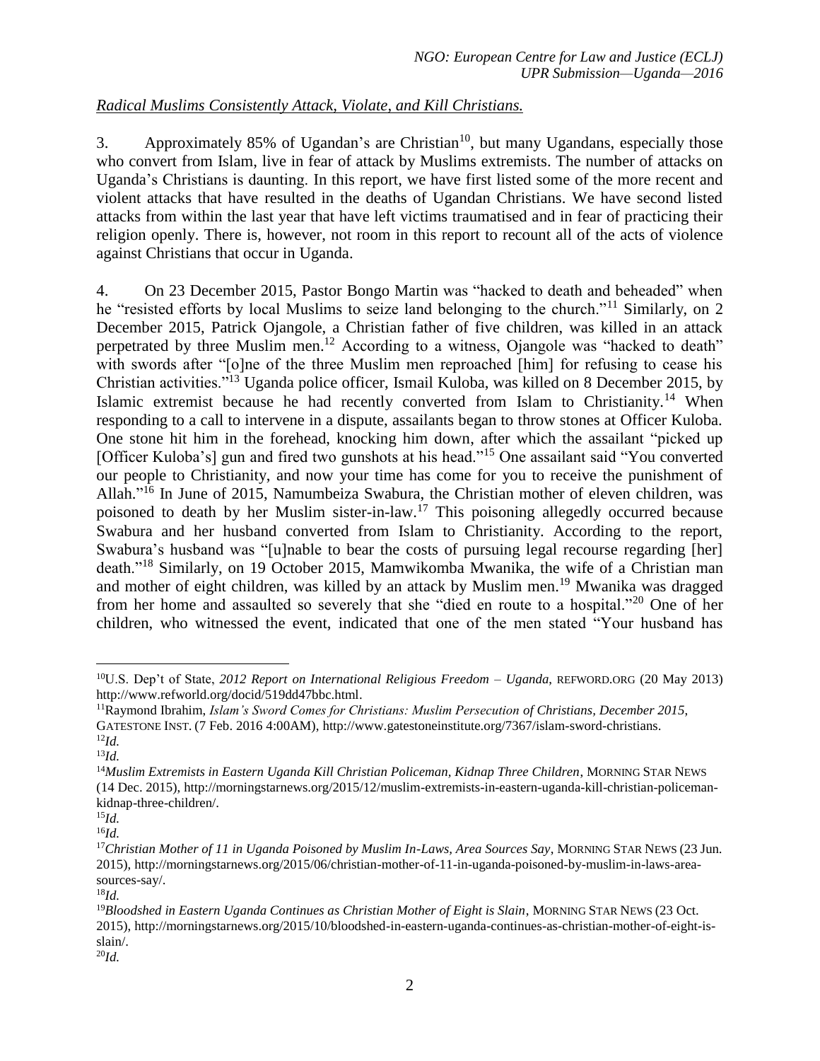*Radical Muslims Consistently Attack, Violate, and Kill Christians.*

3. Approximately 85% of Ugandan's are Christian[10], but many Ugandans, especially those who convert from Islam, live in fear of attack by Muslims extremists. The number of attacks on Uganda's Christians is daunting. In this report, we have first listed some of the more recent and violent attacks that have resulted in the deaths of Ugandan Christians. We have second listed attacks from within the last year that have left victims traumatised and in fear of practicing their religion openly. There is, however, not room in this report to recount all of the acts of violence against Christians that occur in Uganda.

4. On 23 December 2015, Pastor Bongo Martin was "hacked to death and beheaded" when he "resisted efforts by local Muslims to seize land belonging to the church."[11] Similarly, on 2 December 2015, Patrick Ojangole, a Christian father of five children, was killed in an attack perpetrated by three Muslim men.[12] According to a witness, Ojangole was "hacked to death" with swords after "[o]ne of the three Muslim men reproached [him] for refusing to cease his Christian activities."[13] Uganda police officer, Ismail Kuloba, was killed on 8 December 2015, by Islamic extremist because he had recently converted from Islam to Christianity.[14] When responding to a call to intervene in a dispute, assailants began to throw stones at Officer Kuloba. One stone hit him in the forehead, knocking him down, after which the assailant "picked up [Officer Kuloba's] gun and fired two gunshots at his head."[15] One assailant said "You converted our people to Christianity, and now your time has come for you to receive the punishment of Allah."[16] In June of 2015, Namumbeiza Swabura, the Christian mother of eleven children, was poisoned to death by her Muslim sister-in-law.[17] This poisoning allegedly occurred because Swabura and her husband converted from Islam to Christianity. According to the report, Swabura's husband was "[u]nable to bear the costs of pursuing legal recourse regarding [her] death."[18] Similarly, on 19 October 2015, Mamwikomba Mwanika, the wife of a Christian man and mother of eight children, was killed by an attack by Muslim men.[19] Mwanika was dragged from her home and assaulted so severely that she "died en route to a hospital."[20] One of her children, who witnessed the event, indicated that one of the men stated "Your husband has

---

[10] U.S. Dep't of State, *2012 Report on International Religious Freedom – Uganda*, REFWORD.ORG (20 May 2013) http://www.refworld.org/docid/519dd47bbc.html.

[11] Raymond Ibrahim, *Islam's Sword Comes for Christians: Muslim Persecution of Christians, December 2015*, GATESTONE INST. (7 Feb. 2016 4:00AM), http://www.gatestoneinstitute.org/7367/islam-sword-christians.

[12] *Id.*

[13] *Id.*

[14] *Muslim Extremists in Eastern Uganda Kill Christian Policeman, Kidnap Three Children*, MORNING STAR NEWS (14 Dec. 2015), http://morningstarnews.org/2015/12/muslim-extremists-in-eastern-uganda-kill-christian-policeman-kidnap-three-children/.

[15] *Id.*

[16] *Id.*

[17] *Christian Mother of 11 in Uganda Poisoned by Muslim In-Laws, Area Sources Say*, MORNING STAR NEWS (23 Jun. 2015), http://morningstarnews.org/2015/06/christian-mother-of-11-in-uganda-poisoned-by-muslim-in-laws-area-sources-say/.

[18] *Id.*

[19] *Bloodshed in Eastern Uganda Continues as Christian Mother of Eight is Slain*, MORNING STAR NEWS (23 Oct. 2015), http://morningstarnews.org/2015/10/bloodshed-in-eastern-uganda-continues-as-christian-mother-of-eight-is-slain/.

[20] *Id.*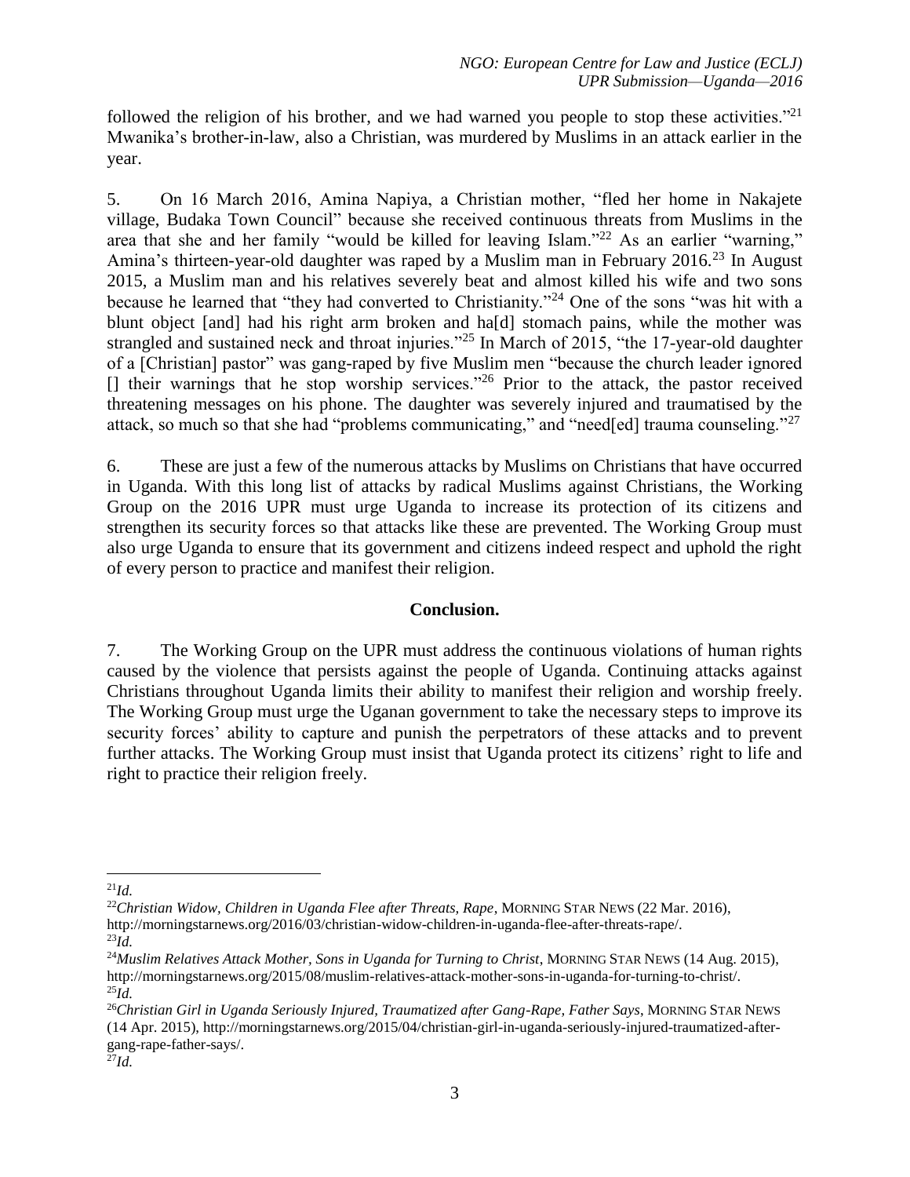followed the religion of his brother, and we had warned you people to stop these activities."[21] Mwanika's brother-in-law, also a Christian, was murdered by Muslims in an attack earlier in the year.

5. On 16 March 2016, Amina Napiya, a Christian mother, "fled her home in Nakajete village, Budaka Town Council" because she received continuous threats from Muslims in the area that she and her family "would be killed for leaving Islam."[22] As an earlier "warning," Amina's thirteen-year-old daughter was raped by a Muslim man in February 2016.[23] In August 2015, a Muslim man and his relatives severely beat and almost killed his wife and two sons because he learned that "they had converted to Christianity."[24] One of the sons "was hit with a blunt object [and] had his right arm broken and ha[d] stomach pains, while the mother was strangled and sustained neck and throat injuries."[25] In March of 2015, "the 17-year-old daughter of a [Christian] pastor" was gang-raped by five Muslim men "because the church leader ignored [] their warnings that he stop worship services."[26] Prior to the attack, the pastor received threatening messages on his phone. The daughter was severely injured and traumatised by the attack, so much so that she had "problems communicating," and "need[ed] trauma counseling."[27]

6. These are just a few of the numerous attacks by Muslims on Christians that have occurred in Uganda. With this long list of attacks by radical Muslims against Christians, the Working Group on the 2016 UPR must urge Uganda to increase its protection of its citizens and strengthen its security forces so that attacks like these are prevented. The Working Group must also urge Uganda to ensure that its government and citizens indeed respect and uphold the right of every person to practice and manifest their religion.

**Conclusion.**

7. The Working Group on the UPR must address the continuous violations of human rights caused by the violence that persists against the people of Uganda. Continuing attacks against Christians throughout Uganda limits their ability to manifest their religion and worship freely. The Working Group must urge the Uganan government to take the necessary steps to improve its security forces' ability to capture and punish the perpetrators of these attacks and to prevent further attacks. The Working Group must insist that Uganda protect its citizens' right to life and right to practice their religion freely.

---

[21] *Id.*

[22] *Christian Widow, Children in Uganda Flee after Threats, Rape*, MORNING STAR NEWS (22 Mar. 2016), http://morningstarnews.org/2016/03/christian-widow-children-in-uganda-flee-after-threats-rape/.

[23] *Id.*

[24] *Muslim Relatives Attack Mother, Sons in Uganda for Turning to Christ*, MORNING STAR NEWS (14 Aug. 2015), http://morningstarnews.org/2015/08/muslim-relatives-attack-mother-sons-in-uganda-for-turning-to-christ/.

[25] *Id.*

[26] *Christian Girl in Uganda Seriously Injured, Traumatized after Gang-Rape, Father Says*, MORNING STAR NEWS (14 Apr. 2015), http://morningstarnews.org/2015/04/christian-girl-in-uganda-seriously-injured-traumatized-after-gang-rape-father-says/.

[27] *Id.*